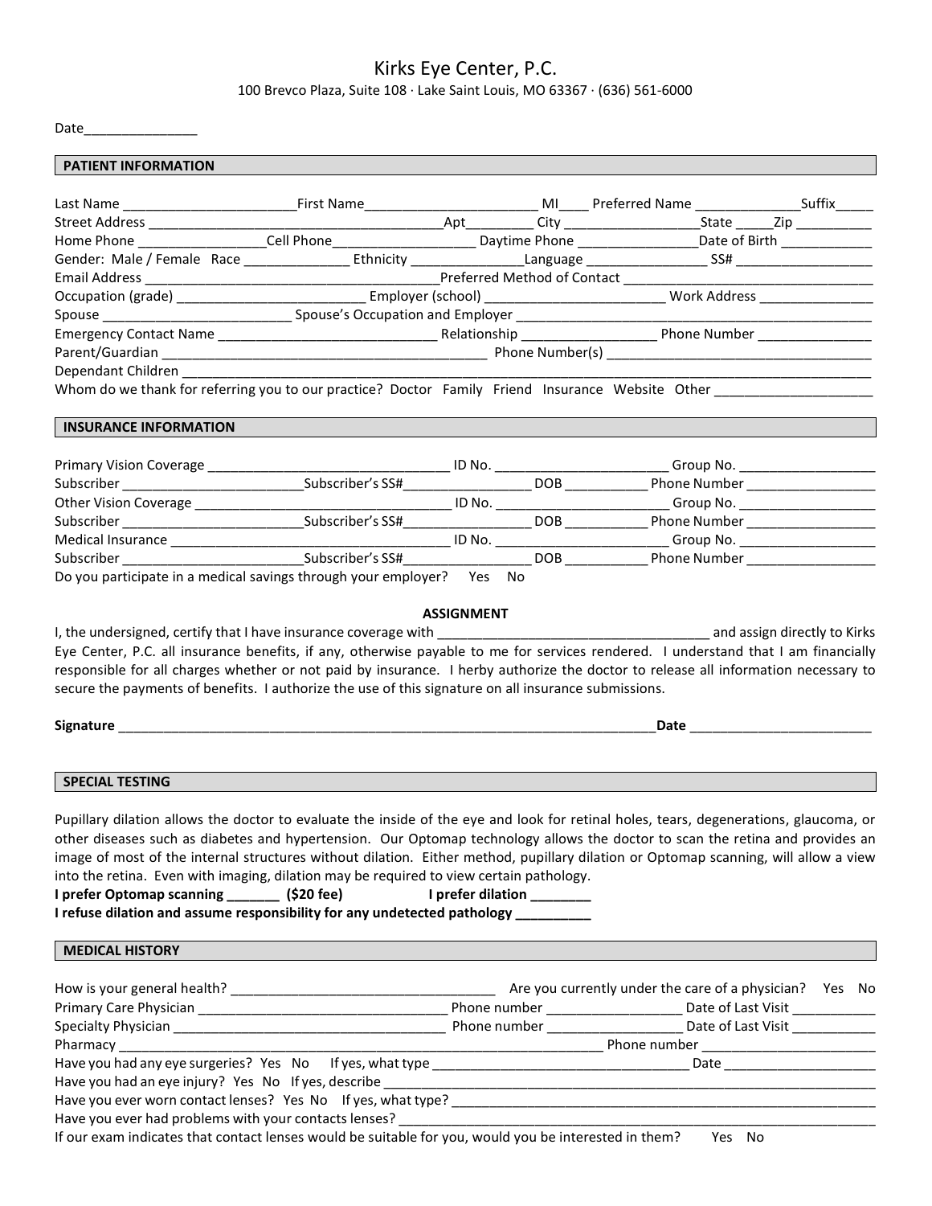# Kirks Eye Center, P.C.

100 Brevco Plaza, Suite 108 · Lake Saint Louis, MO 63367 · (636) 561-6000

Date_______________

## PATIENT INFORMATION

Last Name _______________________ First Name_______________________ MI____ Preferred Name ______________ Suffix_____
Street Address _______________________________________ Apt_________ City __________________ State _____ Zip __________
Home Phone _________________ Cell Phone___________________ Daytime Phone ________________ Date of Birth ____________
Gender: Male / Female Race ______________ Ethnicity _______________ Language ________________ SS# __________________
Email Address _______________________________________ Preferred Method of Contact _______________________________
Occupation (grade) _________________________ Employer (school) _______________________ Work Address _______________
Spouse ________________________ Spouse's Occupation and Employer ____________________________________________
Emergency Contact Name ______________________________ Relationship _________________ Phone Number _______________
Parent/Guardian _________________________________________ Phone Number(s) ___________________________________
Dependant Children ____________________________________________________________________________________
Whom do we thank for referring you to our practice? Doctor Family Friend Insurance Website Other ____________________

## INSURANCE INFORMATION

Primary Vision Coverage ________________________________ ID No. _______________________ Group No. __________________
Subscriber ________________________ Subscriber's SS#_________________ DOB ___________ Phone Number _________________
Other Vision Coverage ________________________________ ID No. _______________________ Group No. __________________
Subscriber ________________________ Subscriber's SS#_________________ DOB ___________ Phone Number _________________
Medical Insurance ________________________________ ID No. _______________________ Group No. __________________
Subscriber ________________________ Subscriber's SS#_________________ DOB ___________ Phone Number _________________
Do you participate in a medical savings through your employer? Yes No

**ASSIGNMENT**

I, the undersigned, certify that I have insurance coverage with _____________________________________ and assign directly to Kirks Eye Center, P.C. all insurance benefits, if any, otherwise payable to me for services rendered. I understand that I am financially responsible for all charges whether or not paid by insurance. I herby authorize the doctor to release all information necessary to secure the payments of benefits. I authorize the use of this signature on all insurance submissions.

**Signature** ___________________________________________________________________________ **Date** ________________________

## SPECIAL TESTING

Pupillary dilation allows the doctor to evaluate the inside of the eye and look for retinal holes, tears, degenerations, glaucoma, or other diseases such as diabetes and hypertension. Our Optomap technology allows the doctor to scan the retina and provides an image of most of the internal structures without dilation. Either method, pupillary dilation or Optomap scanning, will allow a view into the retina. Even with imaging, dilation may be required to view certain pathology.

**I prefer Optomap scanning _______ ($20 fee)** **I prefer dilation ________**
**I refuse dilation and assume responsibility for any undetected pathology __________**

## MEDICAL HISTORY

How is your general health? ___________________________________ Are you currently under the care of a physician? Yes No
Primary Care Physician _________________________________ Phone number _________________ Date of Last Visit ___________
Specialty Physician ____________________________________ Phone number _________________ Date of Last Visit ___________
Pharmacy ______________________________________________________________ Phone number _______________________
Have you had any eye surgeries? Yes No If yes, what type __________________________________ Date ____________________
Have you had an eye injury? Yes No If yes, describe ____________________________________________________________
Have you ever worn contact lenses? Yes No If yes, what type? ___________________________________________________
Have you ever had problems with your contacts lenses? ____________________________________________________________
If our exam indicates that contact lenses would be suitable for you, would you be interested in them? Yes No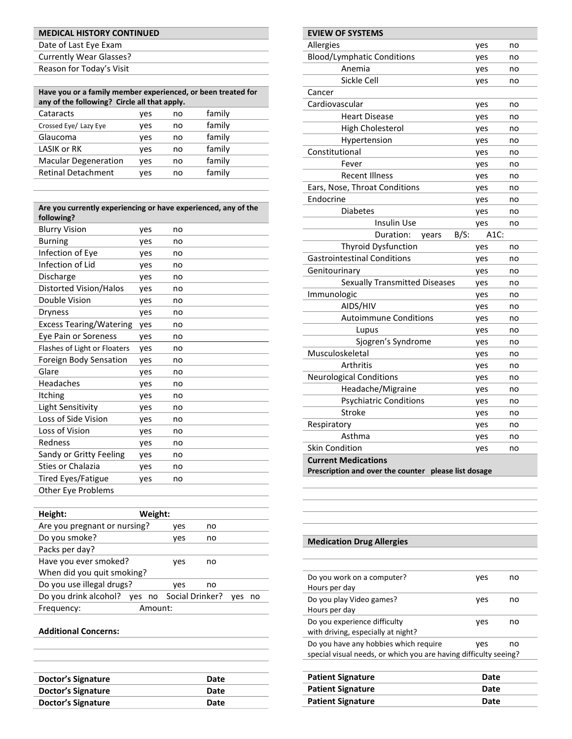| MEDICAL HISTORY CONTINUED |
| --- |
| Date of Last Eye Exam |
| Currently Wear Glasses? |
| Reason for Today's Visit |

| Have you or a family member experienced, or been treated for any of the following? Circle all that apply. | | | |
| --- | --- | --- | --- |
| Cataracts | yes | no | family |
| Crossed Eye/ Lazy Eye | yes | no | family |
| Glaucoma | yes | no | family |
| LASIK or RK | yes | no | family |
| Macular Degeneration | yes | no | family |
| Retinal Detachment | yes | no | family |

| Are you currently experiencing or have experienced, any of the following? | | |
| --- | --- | --- |
| Blurry Vision | yes | no |
| Burning | yes | no |
| Infection of Eye | yes | no |
| Infection of Lid | yes | no |
| Discharge | yes | no |
| Distorted Vision/Halos | yes | no |
| Double Vision | yes | no |
| Dryness | yes | no |
| Excess Tearing/Watering | yes | no |
| Eye Pain or Soreness | yes | no |
| Flashes of Light or Floaters | yes | no |
| Foreign Body Sensation | yes | no |
| Glare | yes | no |
| Headaches | yes | no |
| Itching | yes | no |
| Light Sensitivity | yes | no |
| Loss of Side Vision | yes | no |
| Loss of Vision | yes | no |
| Redness | yes | no |
| Sandy or Gritty Feeling | yes | no |
| Sties or Chalazia | yes | no |
| Tired Eyes/Fatigue | yes | no |
| Other Eye Problems | | |

| | | |
| --- | --- | --- |
| Height: | Weight: | |
| Are you pregnant or nursing? | yes | no |
| Do you smoke? | yes | no |
| Packs per day? | | |
| Have you ever smoked? | yes | no |
| When did you quit smoking? | | |
| Do you use illegal drugs? | yes | no |
| Do you drink alcohol? yes no | Social Drinker? | yes no |
| Frequency: | Amount: | |

**Additional Concerns:**

| | |
| --- | --- |
| Doctor's Signature | Date |
| Doctor's Signature | Date |
| Doctor's Signature | Date |

| EVIEW OF SYSTEMS | | |
| --- | --- | --- |
| Allergies | yes | no |
| Blood/Lymphatic Conditions | yes | no |
| Anemia | yes | no |
| Sickle Cell | yes | no |
| Cancer | | |
| Cardiovascular | yes | no |
| Heart Disease | yes | no |
| High Cholesterol | yes | no |
| Hypertension | yes | no |
| Constitutional | yes | no |
| Fever | yes | no |
| Recent Illness | yes | no |
| Ears, Nose, Throat Conditions | yes | no |
| Endocrine | yes | no |
| Diabetes | yes | no |
| Insulin Use | yes | no |
| Duration: years B/S: A1C: | | |
| Thyroid Dysfunction | yes | no |
| Gastrointestinal Conditions | yes | no |
| Genitourinary | yes | no |
| Sexually Transmitted Diseases | yes | no |
| Immunologic | yes | no |
| AIDS/HIV | yes | no |
| Autoimmune Conditions | yes | no |
| Lupus | yes | no |
| Sjogren's Syndrome | yes | no |
| Musculoskeletal | yes | no |
| Arthritis | yes | no |
| Neurological Conditions | yes | no |
| Headache/Migraine | yes | no |
| Psychiatric Conditions | yes | no |
| Stroke | yes | no |
| Respiratory | yes | no |
| Asthma | yes | no |
| Skin Condition | yes | no |

**Current Medications**
**Prescription and over the counter please list dosage**

**Medication Drug Allergies**

| | | |
| --- | --- | --- |
| Do you work on a computer? Hours per day | yes | no |
| Do you play Video games? Hours per day | yes | no |
| Do you experience difficulty with driving, especially at night? | yes | no |
| Do you have any hobbies which require special visual needs, or which you are having difficulty seeing? | yes | no |

| | |
| --- | --- |
| Patient Signature | Date |
| Patient Signature | Date |
| Patient Signature | Date |